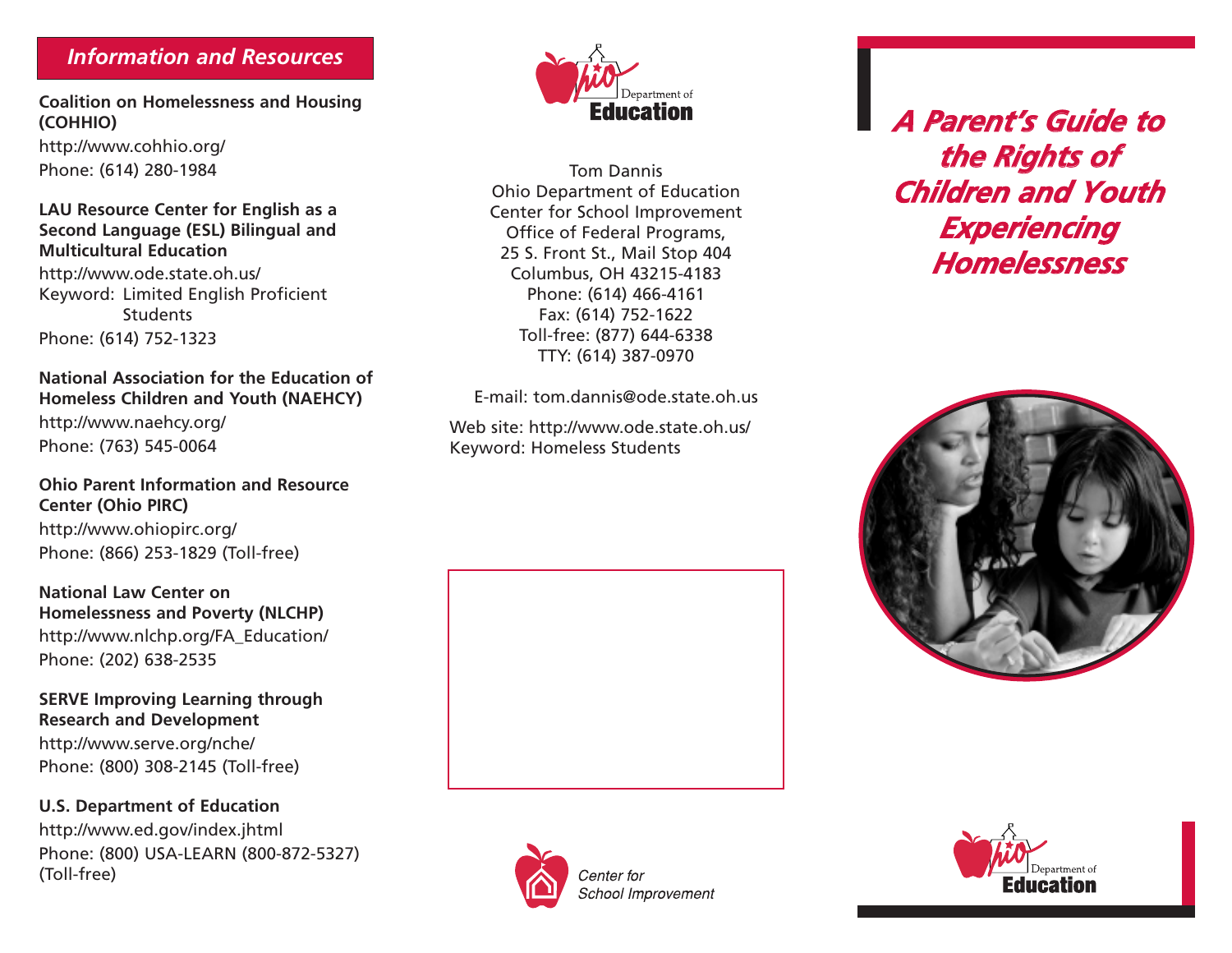## Information and Resources

**Coalition on Homelessness and Housing (COHHIO)**
http://www.cohhio.org/
Phone: (614) 280-1984

**LAU Resource Center for English as a Second Language (ESL) Bilingual and Multicultural Education**
http://www.ode.state.oh.us/
Keyword: Limited English Proficient Students
Phone: (614) 752-1323

**National Association for the Education of Homeless Children and Youth (NAEHCY)**
http://www.naehcy.org/
Phone: (763) 545-0064

**Ohio Parent Information and Resource Center (Ohio PIRC)**
http://www.ohiopirc.org/
Phone: (866) 253-1829 (Toll-free)

**National Law Center on Homelessness and Poverty (NLCHP)**
http://www.nlchp.org/FA_Education/
Phone: (202) 638-2535

**SERVE Improving Learning through Research and Development**
http://www.serve.org/nche/
Phone: (800) 308-2145 (Toll-free)

**U.S. Department of Education**
http://www.ed.gov/index.jhtml
Phone: (800) USA-LEARN (800-872-5327) (Toll-free)

Ohio Department of Education

Tom Dannis
Ohio Department of Education
Center for School Improvement
Office of Federal Programs,
25 S. Front St., Mail Stop 404
Columbus, OH 43215-4183
Phone: (614) 466-4161
Fax: (614) 752-1622
Toll-free: (877) 644-6338
TTY: (614) 387-0970

E-mail: tom.dannis@ode.state.oh.us

Web site: http://www.ode.state.oh.us/
Keyword: Homeless Students

*Center for School Improvement*

# A Parent's Guide to the Rights of Children and Youth Experiencing Homelessness

Ohio Department of Education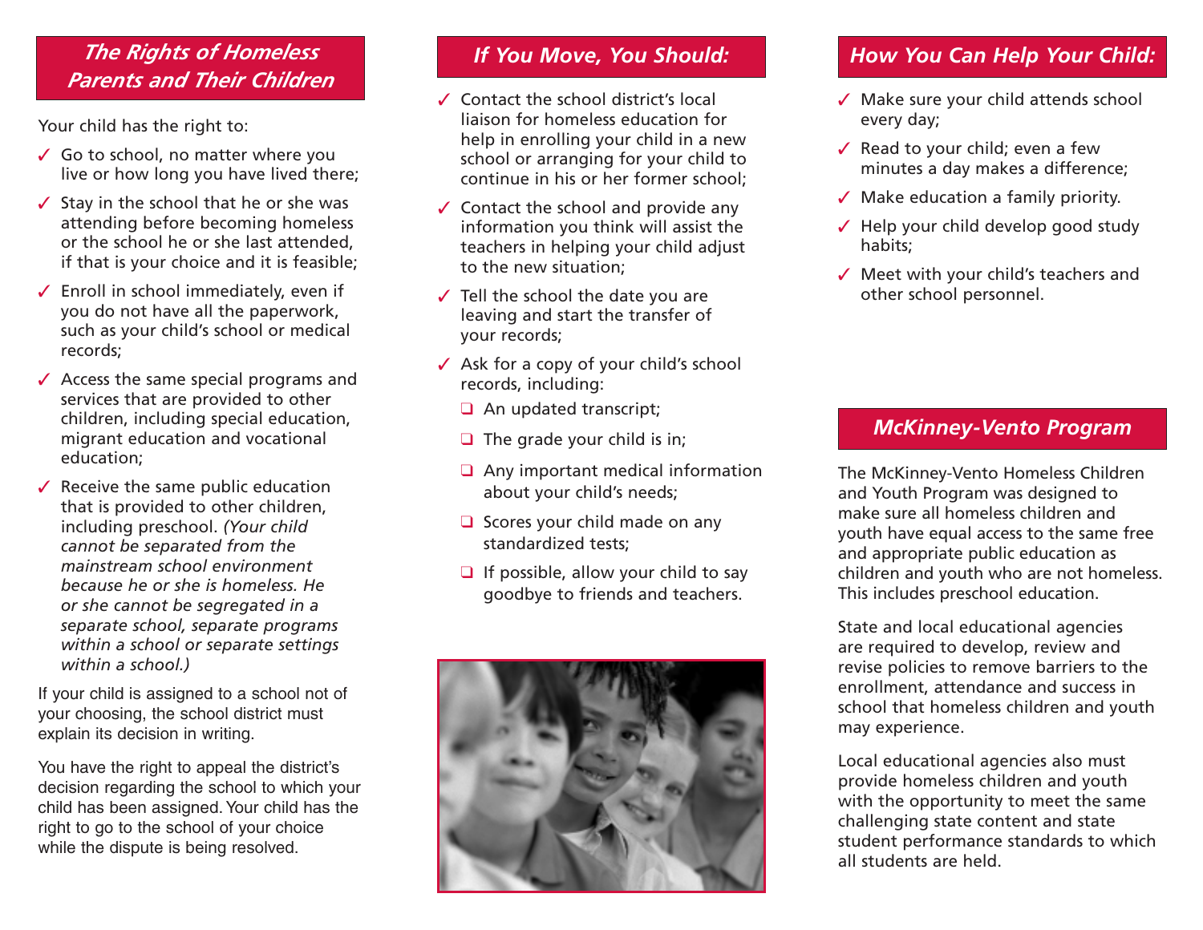## The Rights of Homeless Parents and Their Children

Your child has the right to:

- ✓ Go to school, no matter where you live or how long you have lived there;
- ✓ Stay in the school that he or she was attending before becoming homeless or the school he or she last attended, if that is your choice and it is feasible;
- ✓ Enroll in school immediately, even if you do not have all the paperwork, such as your child's school or medical records;
- ✓ Access the same special programs and services that are provided to other children, including special education, migrant education and vocational education;
- ✓ Receive the same public education that is provided to other children, including preschool. *(Your child cannot be separated from the mainstream school environment because he or she is homeless. He or she cannot be segregated in a separate school, separate programs within a school or separate settings within a school.)*

If your child is assigned to a school not of your choosing, the school district must explain its decision in writing.

You have the right to appeal the district's decision regarding the school to which your child has been assigned. Your child has the right to go to the school of your choice while the dispute is being resolved.

## If You Move, You Should:

- ✓ Contact the school district's local liaison for homeless education for help in enrolling your child in a new school or arranging for your child to continue in his or her former school;
- ✓ Contact the school and provide any information you think will assist the teachers in helping your child adjust to the new situation;
- ✓ Tell the school the date you are leaving and start the transfer of your records;
- ✓ Ask for a copy of your child's school records, including:
  - ❑ An updated transcript;
  - ❑ The grade your child is in;
  - ❑ Any important medical information about your child's needs;
  - ❑ Scores your child made on any standardized tests;
  - ❑ If possible, allow your child to say goodbye to friends and teachers.

## How You Can Help Your Child:

- ✓ Make sure your child attends school every day;
- ✓ Read to your child; even a few minutes a day makes a difference;
- ✓ Make education a family priority.
- ✓ Help your child develop good study habits;
- ✓ Meet with your child's teachers and other school personnel.

## McKinney-Vento Program

The McKinney-Vento Homeless Children and Youth Program was designed to make sure all homeless children and youth have equal access to the same free and appropriate public education as children and youth who are not homeless. This includes preschool education.

State and local educational agencies are required to develop, review and revise policies to remove barriers to the enrollment, attendance and success in school that homeless children and youth may experience.

Local educational agencies also must provide homeless children and youth with the opportunity to meet the same challenging state content and state student performance standards to which all students are held.